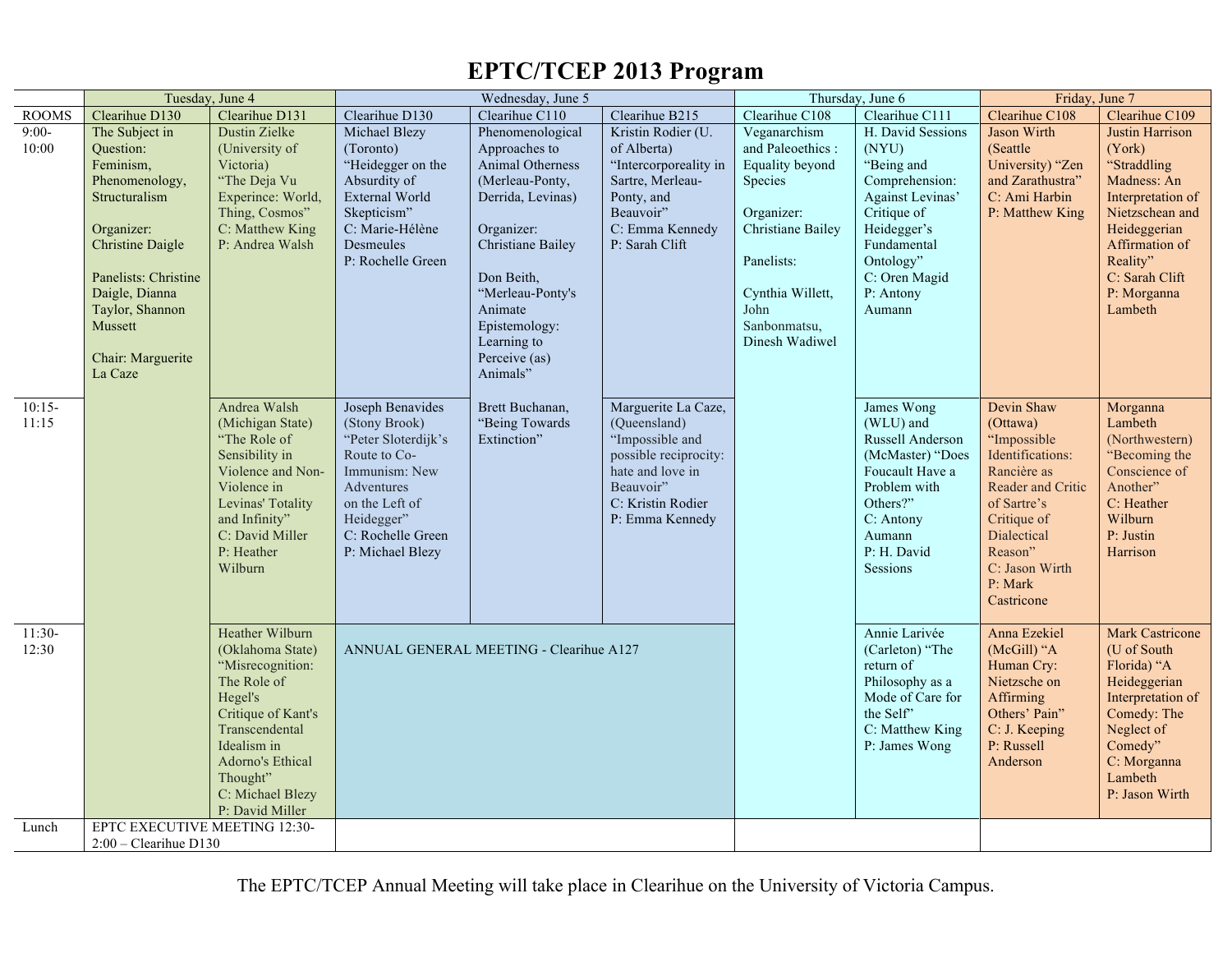# EPTC/TCEP 2013 Program

| | Tuesday, June 4 | | Wednesday, June 5 | | | Thursday, June 6 | | Friday, June 7 | |
|---|---|---|---|---|---|---|---|---|---|
| ROOMS | Clearihue D130 | Clearihue D131 | Clearihue D130 | Clearihue C110 | Clearihue B215 | Clearihue C108 | Clearihue C111 | Clearihue C108 | Clearihue C109 |
| 9:00-10:00 | The Subject in Question: Feminism, Phenomenology, Structuralism<br><br>Organizer: Christine Daigle<br><br>Panelists: Christine Daigle, Dianna Taylor, Shannon Mussett<br><br>Chair: Marguerite La Caze | Dustin Zielke (University of Victoria) "The Deja Vu Experince: World, Thing, Cosmos"<br>C: Matthew King<br>P: Andrea Walsh | Michael Blezy (Toronto) "Heidegger on the Absurdity of External World Skepticism"<br>C: Marie-Hélène Desmeules<br>P: Rochelle Green | Phenomenological Approaches to Animal Otherness (Merleau-Ponty, Derrida, Levinas)<br><br>Organizer: Christiane Bailey<br><br>Don Beith, "Merleau-Ponty's Animate Epistemology: Learning to Perceive (as) Animals" | Kristin Rodier (U. of Alberta) "Intercorporeality in Sartre, Merleau-Ponty, and Beauvoir"<br>C: Emma Kennedy<br>P: Sarah Clift | Veganarchism and Paleoethics : Equality beyond Species<br><br>Organizer: Christiane Bailey<br><br>Panelists:<br><br>Cynthia Willett, John Sanbonmatsu, Dinesh Wadiwel | H. David Sessions (NYU) "Being and Comprehension: Against Levinas' Critique of Heidegger's Fundamental Ontology"<br>C: Oren Magid<br>P: Antony Aumann | Jason Wirth (Seattle University) "Zen and Zarathustra"<br>C: Ami Harbin<br>P: Matthew King | Justin Harrison (York) "Straddling Madness: An Interpretation of Nietzschean and Heideggerian Affirmation of Reality"<br>C: Sarah Clift<br>P: Morganna Lambeth |
| 10:15-11:15 | | Andrea Walsh (Michigan State) "The Role of Sensibility in Violence and Non-Violence in Levinas' Totality and Infinity"<br>C: David Miller<br>P: Heather Wilburn | Joseph Benavides (Stony Brook) "Peter Sloterdijk's Route to Co-Immunism: New Adventures on the Left of Heidegger"<br>C: Rochelle Green<br>P: Michael Blezy | Brett Buchanan, "Being Towards Extinction" | Marguerite La Caze, (Queensland) "Impossible and possible reciprocity: hate and love in Beauvoir"<br>C: Kristin Rodier<br>P: Emma Kennedy | | James Wong (WLU) and Russell Anderson (McMaster) "Does Foucault Have a Problem with Others?"<br>C: Antony Aumann<br>P: H. David Sessions | Devin Shaw (Ottawa) "Impossible Identifications: Rancière as Reader and Critic of Sartre's Critique of Dialectical Reason"<br>C: Jason Wirth<br>P: Mark Castricone | Morganna Lambeth (Northwestern) "Becoming the Conscience of Another"<br>C: Heather Wilburn<br>P: Justin Harrison |
| 11:30-12:30 | | Heather Wilburn (Oklahoma State) "Misrecognition: The Role of Hegel's Critique of Kant's Transcendental Idealism in Adorno's Ethical Thought"<br>C: Michael Blezy<br>P: David Miller | ANNUAL GENERAL MEETING - Clearihue A127 | | | | Annie Larivée (Carleton) "The return of Philosophy as a Mode of Care for the Self"<br>C: Matthew King<br>P: James Wong | Anna Ezekiel (McGill) "A Human Cry: Nietzsche on Affirming Others' Pain"<br>C: J. Keeping<br>P: Russell Anderson | Mark Castricone (U of South Florida) "A Heideggerian Interpretation of Comedy: The Neglect of Comedy"<br>C: Morganna Lambeth<br>P: Jason Wirth |
| Lunch | EPTC EXECUTIVE MEETING 12:30-2:00 – Clearihue D130 | | | | | | | | |

The EPTC/TCEP Annual Meeting will take place in Clearihue on the University of Victoria Campus.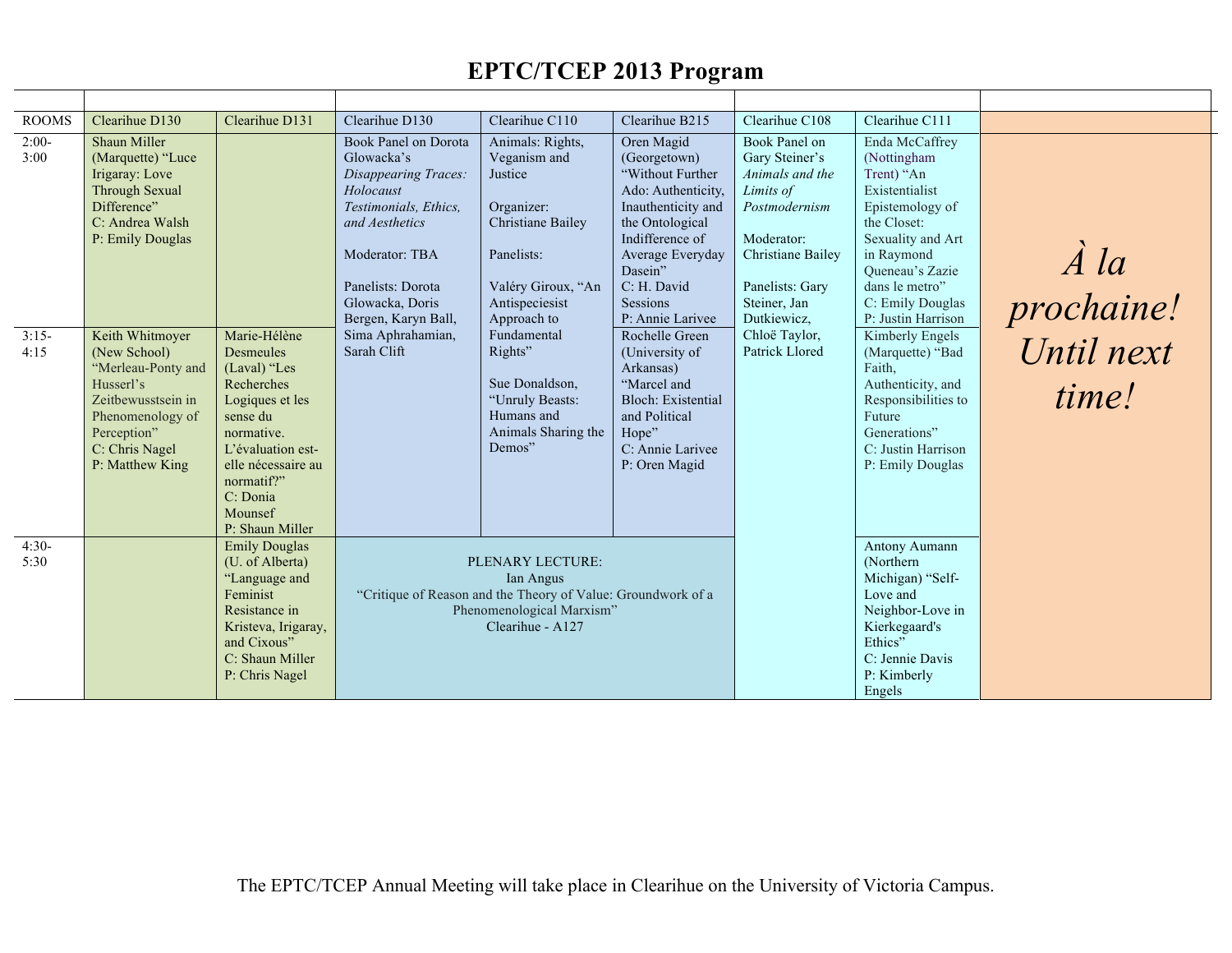# EPTC/TCEP 2013 Program

| ROOMS | Clearihue D130 | Clearihue D131 | Clearihue D130 | Clearihue C110 | Clearihue B215 | Clearihue C108 | Clearihue C111 | |
|---|---|---|---|---|---|---|---|---|
| 2:00-3:00 | Shaun Miller (Marquette) "Luce Irigaray: Love Through Sexual Difference" C: Andrea Walsh P: Emily Douglas | | Book Panel on Dorota Glowacka's *Disappearing Traces: Holocaust Testimonials, Ethics, and Aesthetics* Moderator: TBA Panelists: Dorota Glowacka, Doris Bergen, Karyn Ball, Sima Aphrahamian, Sarah Clift | Animals: Rights, Veganism and Justice Organizer: Christiane Bailey Panelists: Valéry Giroux, "An Antispeciesist Approach to Fundamental Rights" Sue Donaldson, "Unruly Beasts: Humans and Animals Sharing the Demos" | Oren Magid (Georgetown) "Without Further Ado: Authenticity, Inauthenticity and the Ontological Indifference of Average Everyday Dasein" C: H. David Sessions P: Annie Larivee | Book Panel on Gary Steiner's *Animals and the Limits of Postmodernism* Moderator: Christiane Bailey Panelists: Gary Steiner, Jan Dutkiewicz, Chloë Taylor, Patrick Llored | Enda McCaffrey (Nottingham Trent) "An Existentialist Epistemology of the Closet: Sexuality and Art in Raymond Queneau's Zazie dans le metro" C: Emily Douglas P: Justin Harrison | *À la prochaine! Until next time!* |
| 3:15-4:15 | Keith Whitmoyer (New School) "Merleau-Ponty and Husserl's Zeitbewusstsein in Phenomenology of Perception" C: Chris Nagel P: Matthew King | Marie-Hélène Desmeules (Laval) "Les Recherches Logiques et les sense du normative. L'évaluation est-elle nécessaire au normatif?" C: Donia Mounsef P: Shaun Miller | | | Rochelle Green (University of Arkansas) "Marcel and Bloch: Existential and Political Hope" C: Annie Larivee P: Oren Magid | | Kimberly Engels (Marquette) "Bad Faith, Authenticity, and Responsibilities to Future Generations" C: Justin Harrison P: Emily Douglas | |
| 4:30-5:30 | | Emily Douglas (U. of Alberta) "Language and Feminist Resistance in Kristeva, Irigaray, and Cixous" C: Shaun Miller P: Chris Nagel | PLENARY LECTURE: Ian Angus "Critique of Reason and the Theory of Value: Groundwork of a Phenomenological Marxism" Clearihue - A127 | | | | Antony Aumann (Northern Michigan) "Self-Love and Neighbor-Love in Kierkegaard's Ethics" C: Jennie Davis P: Kimberly Engels | |

The EPTC/TCEP Annual Meeting will take place in Clearihue on the University of Victoria Campus.